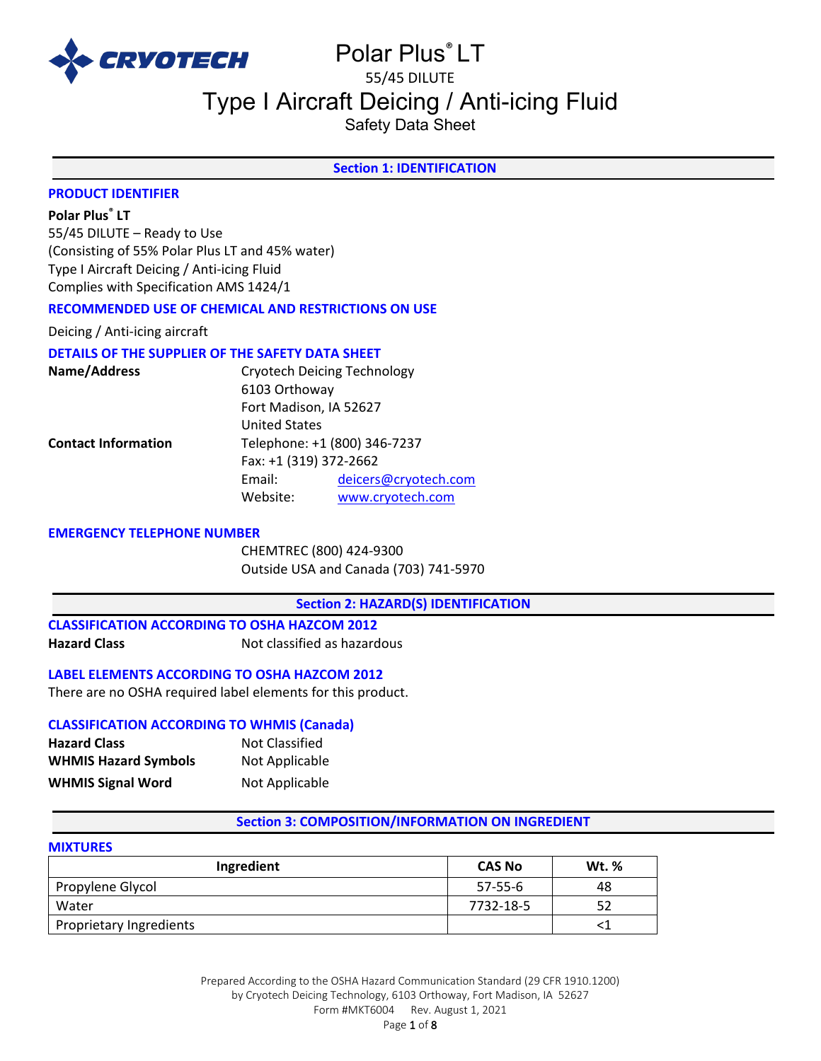# Polar Plus® LT

55/45 DILUTE

## Type I Aircraft Deicing / Anti-icing Fluid

Safety Data Sheet

## Section 1: IDENTIFICATION

### PRODUCT IDENTIFIER

**Polar Plus® LT**
55/45 DILUTE – Ready to Use
(Consisting of 55% Polar Plus LT and 45% water)
Type I Aircraft Deicing / Anti-icing Fluid
Complies with Specification AMS 1424/1

### RECOMMENDED USE OF CHEMICAL AND RESTRICTIONS ON USE

Deicing / Anti-icing aircraft

### DETAILS OF THE SUPPLIER OF THE SAFETY DATA SHEET

**Name/Address**
Cryotech Deicing Technology
6103 Orthoway
Fort Madison, IA 52627
United States

**Contact Information**
Telephone: +1 (800) 346-7237
Fax: +1 (319) 372-2662
Email: deicers@cryotech.com
Website: www.cryotech.com

### EMERGENCY TELEPHONE NUMBER

CHEMTREC (800) 424-9300
Outside USA and Canada (703) 741-5970

## Section 2: HAZARD(S) IDENTIFICATION

### CLASSIFICATION ACCORDING TO OSHA HAZCOM 2012

**Hazard Class** Not classified as hazardous

### LABEL ELEMENTS ACCORDING TO OSHA HAZCOM 2012

There are no OSHA required label elements for this product.

### CLASSIFICATION ACCORDING TO WHMIS (Canada)

**Hazard Class** Not Classified
**WHMIS Hazard Symbols** Not Applicable
**WHMIS Signal Word** Not Applicable

## Section 3: COMPOSITION/INFORMATION ON INGREDIENT

### MIXTURES

| Ingredient | CAS No | Wt. % |
|---|---|---|
| Propylene Glycol | 57-55-6 | 48 |
| Water | 7732-18-5 | 52 |
| Proprietary Ingredients | | <1 |

Prepared According to the OSHA Hazard Communication Standard (29 CFR 1910.1200)
by Cryotech Deicing Technology, 6103 Orthoway, Fort Madison, IA 52627
Form #MKT6004 Rev. August 1, 2021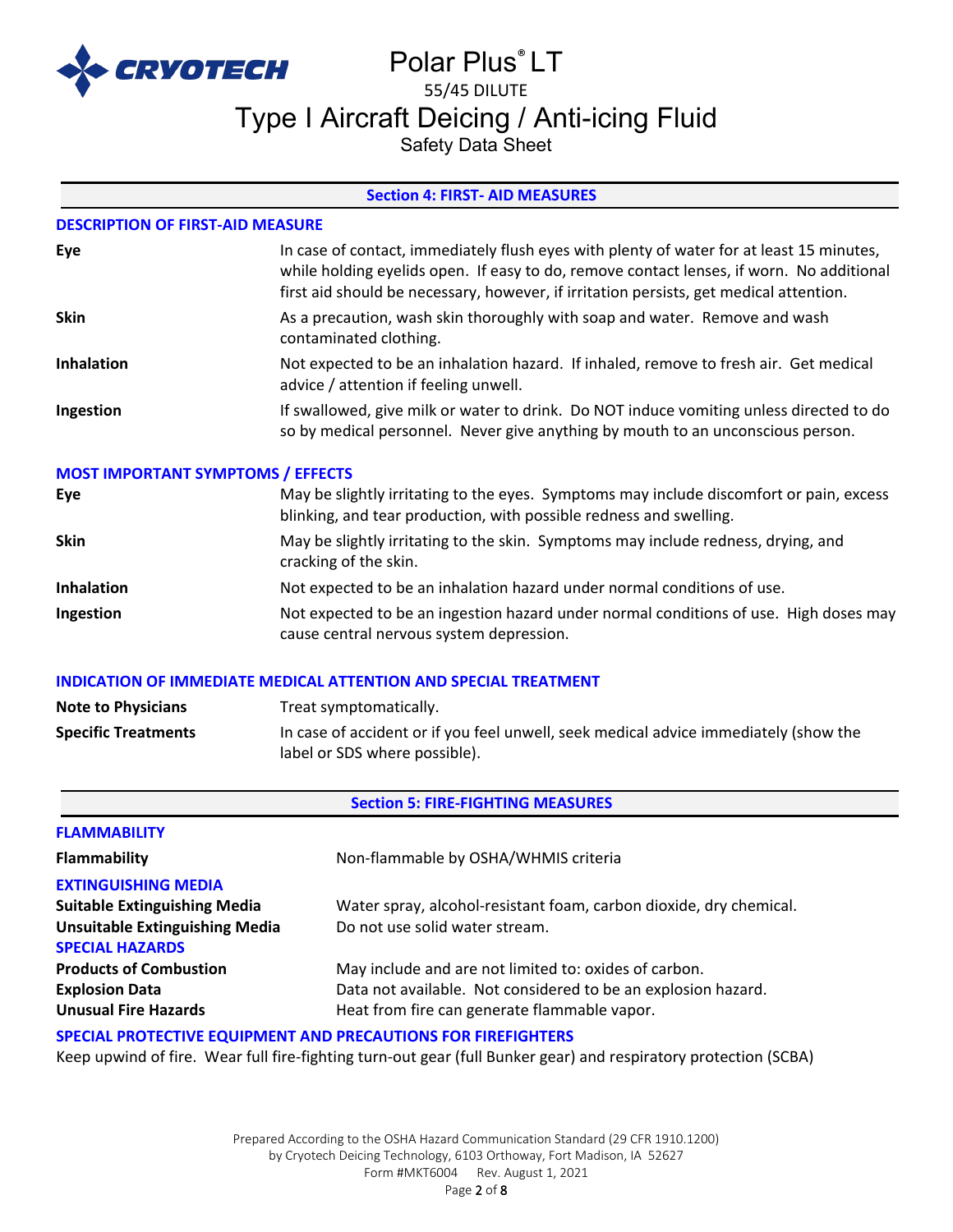## Section 4: FIRST- AID MEASURES

### DESCRIPTION OF FIRST-AID MEASURE

| | |
|---|---|
| **Eye** | In case of contact, immediately flush eyes with plenty of water for at least 15 minutes, while holding eyelids open. If easy to do, remove contact lenses, if worn. No additional first aid should be necessary, however, if irritation persists, get medical attention. |
| **Skin** | As a precaution, wash skin thoroughly with soap and water. Remove and wash contaminated clothing. |
| **Inhalation** | Not expected to be an inhalation hazard. If inhaled, remove to fresh air. Get medical advice / attention if feeling unwell. |
| **Ingestion** | If swallowed, give milk or water to drink. Do NOT induce vomiting unless directed to do so by medical personnel. Never give anything by mouth to an unconscious person. |

### MOST IMPORTANT SYMPTOMS / EFFECTS

| | |
|---|---|
| **Eye** | May be slightly irritating to the eyes. Symptoms may include discomfort or pain, excess blinking, and tear production, with possible redness and swelling. |
| **Skin** | May be slightly irritating to the skin. Symptoms may include redness, drying, and cracking of the skin. |
| **Inhalation** | Not expected to be an inhalation hazard under normal conditions of use. |
| **Ingestion** | Not expected to be an ingestion hazard under normal conditions of use. High doses may cause central nervous system depression. |

### INDICATION OF IMMEDIATE MEDICAL ATTENTION AND SPECIAL TREATMENT

| | |
|---|---|
| **Note to Physicians** | Treat symptomatically. |
| **Specific Treatments** | In case of accident or if you feel unwell, seek medical advice immediately (show the label or SDS where possible). |

## Section 5: FIRE-FIGHTING MEASURES

### FLAMMABILITY

| | |
|---|---|
| **Flammability** | Non-flammable by OSHA/WHMIS criteria |

### EXTINGUISHING MEDIA

| | |
|---|---|
| **Suitable Extinguishing Media** | Water spray, alcohol-resistant foam, carbon dioxide, dry chemical. |
| **Unsuitable Extinguishing Media** | Do not use solid water stream. |

### SPECIAL HAZARDS

| | |
|---|---|
| **Products of Combustion** | May include and are not limited to: oxides of carbon. |
| **Explosion Data** | Data not available. Not considered to be an explosion hazard. |
| **Unusual Fire Hazards** | Heat from fire can generate flammable vapor. |

### SPECIAL PROTECTIVE EQUIPMENT AND PRECAUTIONS FOR FIREFIGHTERS

Keep upwind of fire. Wear full fire-fighting turn-out gear (full Bunker gear) and respiratory protection (SCBA)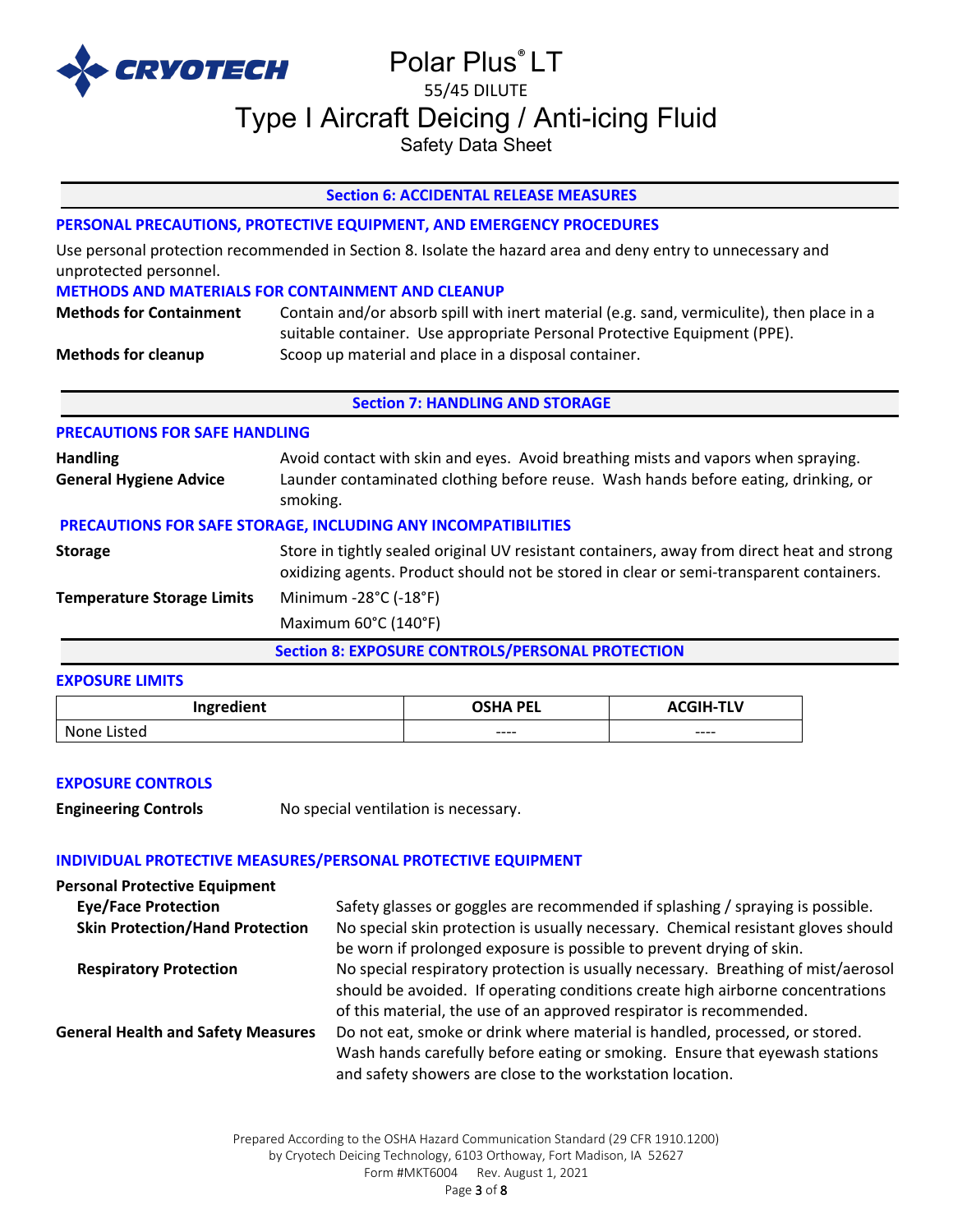## Section 6: ACCIDENTAL RELEASE MEASURES

### PERSONAL PRECAUTIONS, PROTECTIVE EQUIPMENT, AND EMERGENCY PROCEDURES

Use personal protection recommended in Section 8. Isolate the hazard area and deny entry to unnecessary and unprotected personnel.

### METHODS AND MATERIALS FOR CONTAINMENT AND CLEANUP

**Methods for Containment** Contain and/or absorb spill with inert material (e.g. sand, vermiculite), then place in a suitable container. Use appropriate Personal Protective Equipment (PPE).

**Methods for cleanup** Scoop up material and place in a disposal container.

## Section 7: HANDLING AND STORAGE

### PRECAUTIONS FOR SAFE HANDLING

**Handling** Avoid contact with skin and eyes. Avoid breathing mists and vapors when spraying.

**General Hygiene Advice** Launder contaminated clothing before reuse. Wash hands before eating, drinking, or smoking.

### PRECAUTIONS FOR SAFE STORAGE, INCLUDING ANY INCOMPATIBILITIES

**Storage** Store in tightly sealed original UV resistant containers, away from direct heat and strong oxidizing agents. Product should not be stored in clear or semi-transparent containers.

**Temperature Storage Limits** Minimum -28°C (-18°F)

Maximum 60°C (140°F)

## Section 8: EXPOSURE CONTROLS/PERSONAL PROTECTION

### EXPOSURE LIMITS

| Ingredient | OSHA PEL | ACGIH-TLV |
|---|---|---|
| None Listed | ---- | ---- |

### EXPOSURE CONTROLS

**Engineering Controls** No special ventilation is necessary.

### INDIVIDUAL PROTECTIVE MEASURES/PERSONAL PROTECTIVE EQUIPMENT

**Personal Protective Equipment**

**Eye/Face Protection** Safety glasses or goggles are recommended if splashing / spraying is possible.

**Skin Protection/Hand Protection** No special skin protection is usually necessary. Chemical resistant gloves should be worn if prolonged exposure is possible to prevent drying of skin.

**Respiratory Protection** No special respiratory protection is usually necessary. Breathing of mist/aerosol should be avoided. If operating conditions create high airborne concentrations of this material, the use of an approved respirator is recommended.

**General Health and Safety Measures** Do not eat, smoke or drink where material is handled, processed, or stored. Wash hands carefully before eating or smoking. Ensure that eyewash stations and safety showers are close to the workstation location.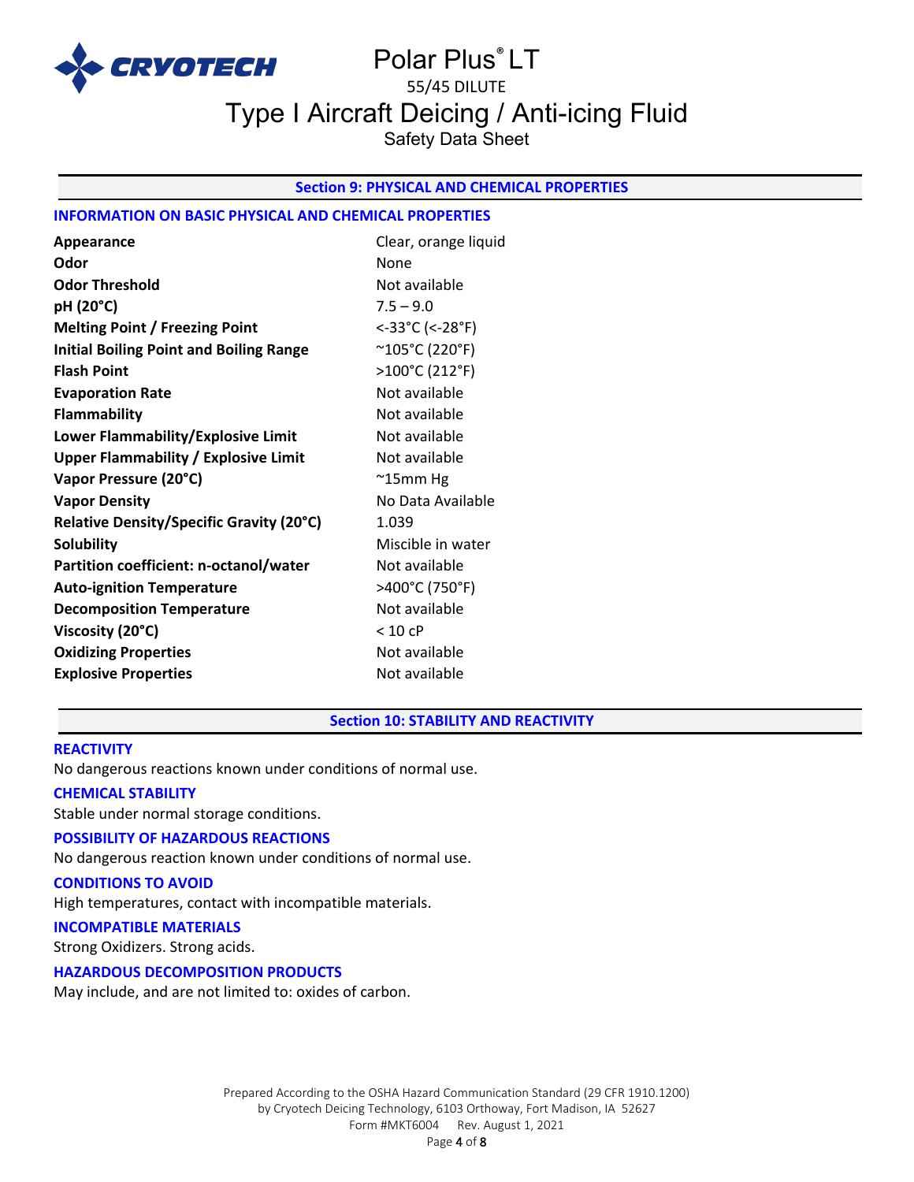## Section 9: PHYSICAL AND CHEMICAL PROPERTIES

### INFORMATION ON BASIC PHYSICAL AND CHEMICAL PROPERTIES

| Property | Value |
|---|---|
| **Appearance** | Clear, orange liquid |
| **Odor** | None |
| **Odor Threshold** | Not available |
| **pH (20°C)** | 7.5 – 9.0 |
| **Melting Point / Freezing Point** | <-33°C (<-28°F) |
| **Initial Boiling Point and Boiling Range** | ~105°C (220°F) |
| **Flash Point** | >100°C (212°F) |
| **Evaporation Rate** | Not available |
| **Flammability** | Not available |
| **Lower Flammability/Explosive Limit** | Not available |
| **Upper Flammability / Explosive Limit** | Not available |
| **Vapor Pressure (20°C)** | ~15mm Hg |
| **Vapor Density** | No Data Available |
| **Relative Density/Specific Gravity (20°C)** | 1.039 |
| **Solubility** | Miscible in water |
| **Partition coefficient: n-octanol/water** | Not available |
| **Auto-ignition Temperature** | >400°C (750°F) |
| **Decomposition Temperature** | Not available |
| **Viscosity (20°C)** | < 10 cP |
| **Oxidizing Properties** | Not available |
| **Explosive Properties** | Not available |

## Section 10: STABILITY AND REACTIVITY

### REACTIVITY

No dangerous reactions known under conditions of normal use.

### CHEMICAL STABILITY

Stable under normal storage conditions.

### POSSIBILITY OF HAZARDOUS REACTIONS

No dangerous reaction known under conditions of normal use.

### CONDITIONS TO AVOID

High temperatures, contact with incompatible materials.

### INCOMPATIBLE MATERIALS

Strong Oxidizers. Strong acids.

### HAZARDOUS DECOMPOSITION PRODUCTS

May include, and are not limited to: oxides of carbon.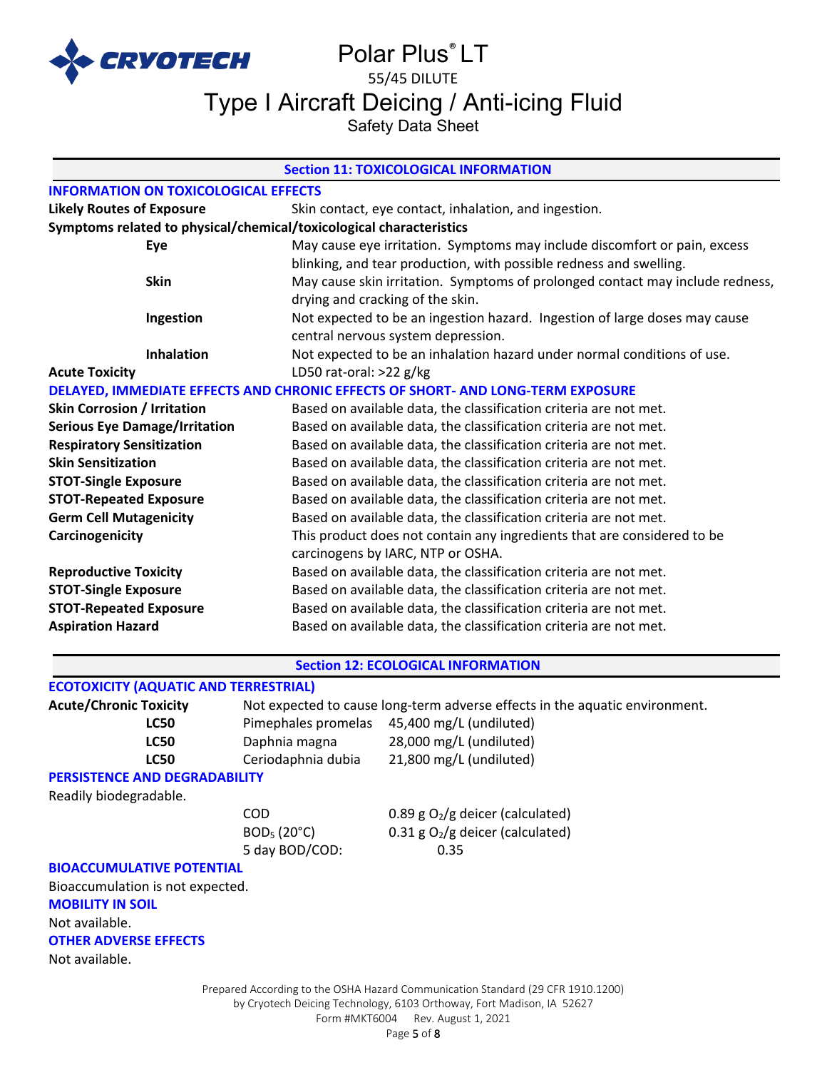## Section 11: TOXICOLOGICAL INFORMATION

### INFORMATION ON TOXICOLOGICAL EFFECTS

**Likely Routes of Exposure** Skin contact, eye contact, inhalation, and ingestion.

**Symptoms related to physical/chemical/toxicological characteristics**

| | |
|---|---|
| **Eye** | May cause eye irritation. Symptoms may include discomfort or pain, excess blinking, and tear production, with possible redness and swelling. |
| **Skin** | May cause skin irritation. Symptoms of prolonged contact may include redness, drying and cracking of the skin. |
| **Ingestion** | Not expected to be an ingestion hazard. Ingestion of large doses may cause central nervous system depression. |
| **Inhalation** | Not expected to be an inhalation hazard under normal conditions of use. |

**Acute Toxicity** LD50 rat-oral: >22 g/kg

### DELAYED, IMMEDIATE EFFECTS AND CHRONIC EFFECTS OF SHORT- AND LONG-TERM EXPOSURE

| | |
|---|---|
| **Skin Corrosion / Irritation** | Based on available data, the classification criteria are not met. |
| **Serious Eye Damage/Irritation** | Based on available data, the classification criteria are not met. |
| **Respiratory Sensitization** | Based on available data, the classification criteria are not met. |
| **Skin Sensitization** | Based on available data, the classification criteria are not met. |
| **STOT-Single Exposure** | Based on available data, the classification criteria are not met. |
| **STOT-Repeated Exposure** | Based on available data, the classification criteria are not met. |
| **Germ Cell Mutagenicity** | Based on available data, the classification criteria are not met. |
| **Carcinogenicity** | This product does not contain any ingredients that are considered to be carcinogens by IARC, NTP or OSHA. |
| **Reproductive Toxicity** | Based on available data, the classification criteria are not met. |
| **STOT-Single Exposure** | Based on available data, the classification criteria are not met. |
| **STOT-Repeated Exposure** | Based on available data, the classification criteria are not met. |
| **Aspiration Hazard** | Based on available data, the classification criteria are not met. |

## Section 12: ECOLOGICAL INFORMATION

### ECOTOXICITY (AQUATIC AND TERRESTRIAL)

**Acute/Chronic Toxicity** Not expected to cause long-term adverse effects in the aquatic environment.

| | | |
|---|---|---|
| **LC50** | Pimephales promelas | 45,400 mg/L (undiluted) |
| **LC50** | Daphnia magna | 28,000 mg/L (undiluted) |
| **LC50** | Ceriodaphnia dubia | 21,800 mg/L (undiluted) |

### PERSISTENCE AND DEGRADABILITY

Readily biodegradable.

| | |
|---|---|
| COD | 0.89 g $O_2$/g deicer (calculated) |
| $BOD_5$ (20°C) | 0.31 g $O_2$/g deicer (calculated) |
| 5 day BOD/COD: | 0.35 |

### BIOACCUMULATIVE POTENTIAL

Bioaccumulation is not expected.

### MOBILITY IN SOIL

Not available.

### OTHER ADVERSE EFFECTS

Not available.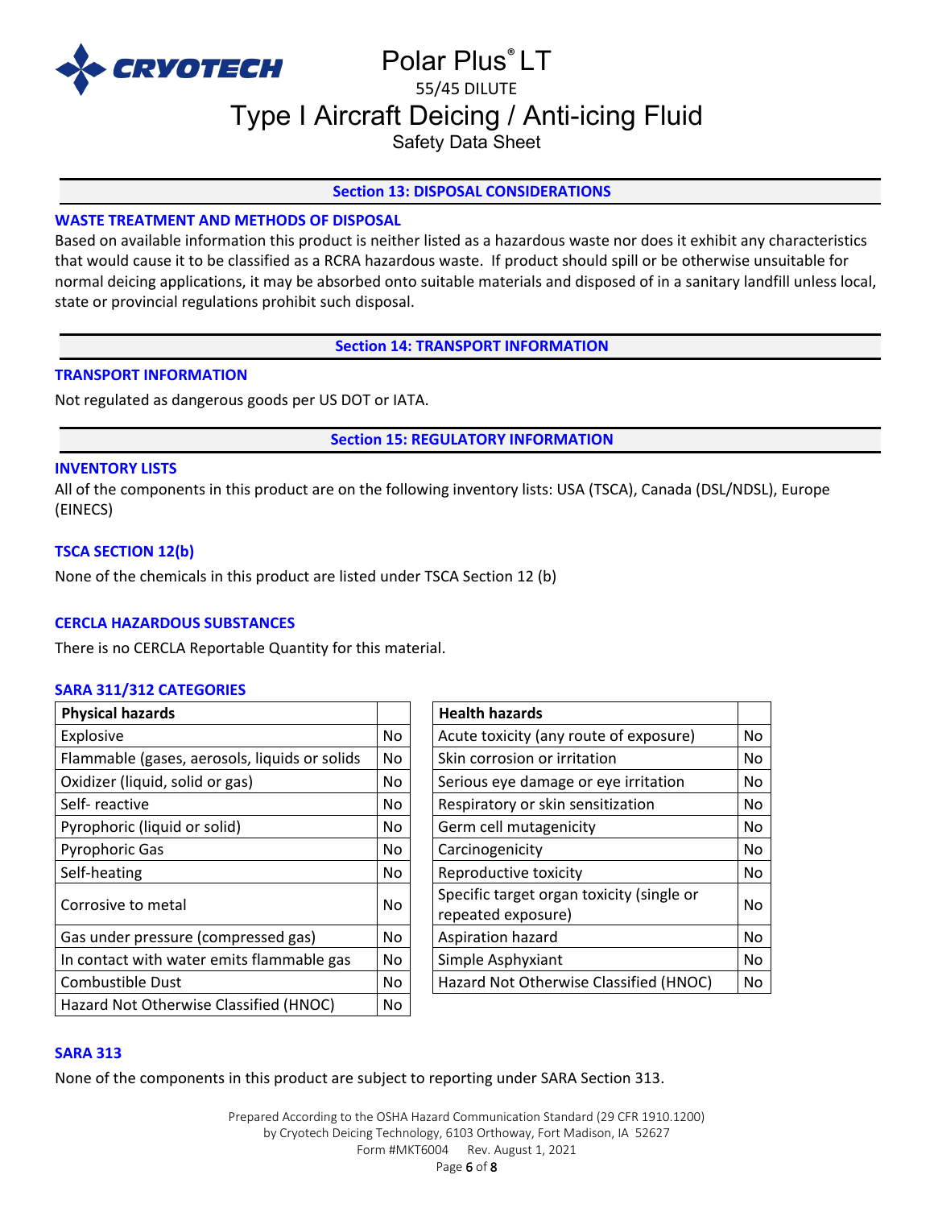## Section 13: DISPOSAL CONSIDERATIONS

### WASTE TREATMENT AND METHODS OF DISPOSAL

Based on available information this product is neither listed as a hazardous waste nor does it exhibit any characteristics that would cause it to be classified as a RCRA hazardous waste. If product should spill or be otherwise unsuitable for normal deicing applications, it may be absorbed onto suitable materials and disposed of in a sanitary landfill unless local, state or provincial regulations prohibit such disposal.

## Section 14: TRANSPORT INFORMATION

### TRANSPORT INFORMATION

Not regulated as dangerous goods per US DOT or IATA.

## Section 15: REGULATORY INFORMATION

### INVENTORY LISTS

All of the components in this product are on the following inventory lists: USA (TSCA), Canada (DSL/NDSL), Europe (EINECS)

### TSCA SECTION 12(b)

None of the chemicals in this product are listed under TSCA Section 12 (b)

### CERCLA HAZARDOUS SUBSTANCES

There is no CERCLA Reportable Quantity for this material.

### SARA 311/312 CATEGORIES

| Physical hazards | |
|---|---|
| Explosive | No |
| Flammable (gases, aerosols, liquids or solids | No |
| Oxidizer (liquid, solid or gas) | No |
| Self- reactive | No |
| Pyrophoric (liquid or solid) | No |
| Pyrophoric Gas | No |
| Self-heating | No |
| Corrosive to metal | No |
| Gas under pressure (compressed gas) | No |
| In contact with water emits flammable gas | No |
| Combustible Dust | No |
| Hazard Not Otherwise Classified (HNOC) | No |

| Health hazards | |
|---|---|
| Acute toxicity (any route of exposure) | No |
| Skin corrosion or irritation | No |
| Serious eye damage or eye irritation | No |
| Respiratory or skin sensitization | No |
| Germ cell mutagenicity | No |
| Carcinogenicity | No |
| Reproductive toxicity | No |
| Specific target organ toxicity (single or repeated exposure) | No |
| Aspiration hazard | No |
| Simple Asphyxiant | No |
| Hazard Not Otherwise Classified (HNOC) | No |

### SARA 313

None of the components in this product are subject to reporting under SARA Section 313.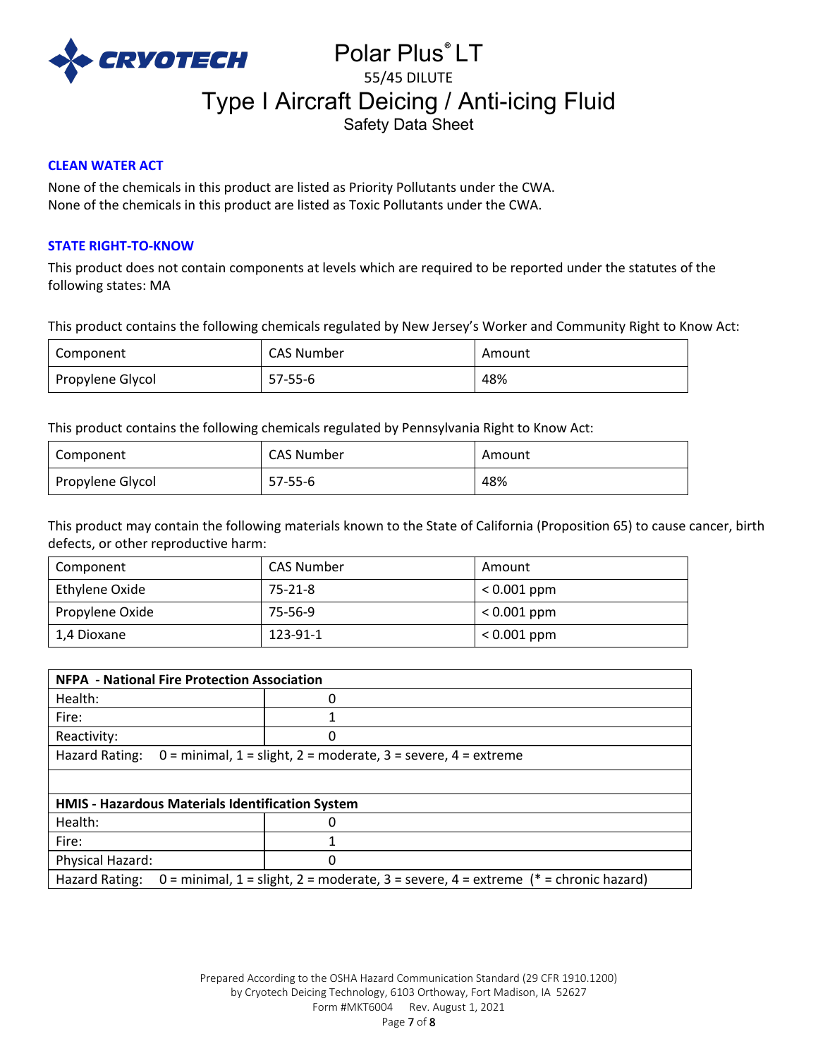### CLEAN WATER ACT

None of the chemicals in this product are listed as Priority Pollutants under the CWA.
None of the chemicals in this product are listed as Toxic Pollutants under the CWA.

### STATE RIGHT-TO-KNOW

This product does not contain components at levels which are required to be reported under the statutes of the following states: MA

This product contains the following chemicals regulated by New Jersey's Worker and Community Right to Know Act:

| Component | CAS Number | Amount |
|---|---|---|
| Propylene Glycol | 57-55-6 | 48% |

This product contains the following chemicals regulated by Pennsylvania Right to Know Act:

| Component | CAS Number | Amount |
|---|---|---|
| Propylene Glycol | 57-55-6 | 48% |

This product may contain the following materials known to the State of California (Proposition 65) to cause cancer, birth defects, or other reproductive harm:

| Component | CAS Number | Amount |
|---|---|---|
| Ethylene Oxide | 75-21-8 | < 0.001 ppm |
| Propylene Oxide | 75-56-9 | < 0.001 ppm |
| 1,4 Dioxane | 123-91-1 | < 0.001 ppm |

| **NFPA - National Fire Protection Association** | |
|---|---|
| Health: | 0 |
| Fire: | 1 |
| Reactivity: | 0 |
| Hazard Rating: 0 = minimal, 1 = slight, 2 = moderate, 3 = severe, 4 = extreme | |

| **HMIS - Hazardous Materials Identification System** | |
|---|---|
| Health: | 0 |
| Fire: | 1 |
| Physical Hazard: | 0 |
| Hazard Rating: 0 = minimal, 1 = slight, 2 = moderate, 3 = severe, 4 = extreme (* = chronic hazard) | |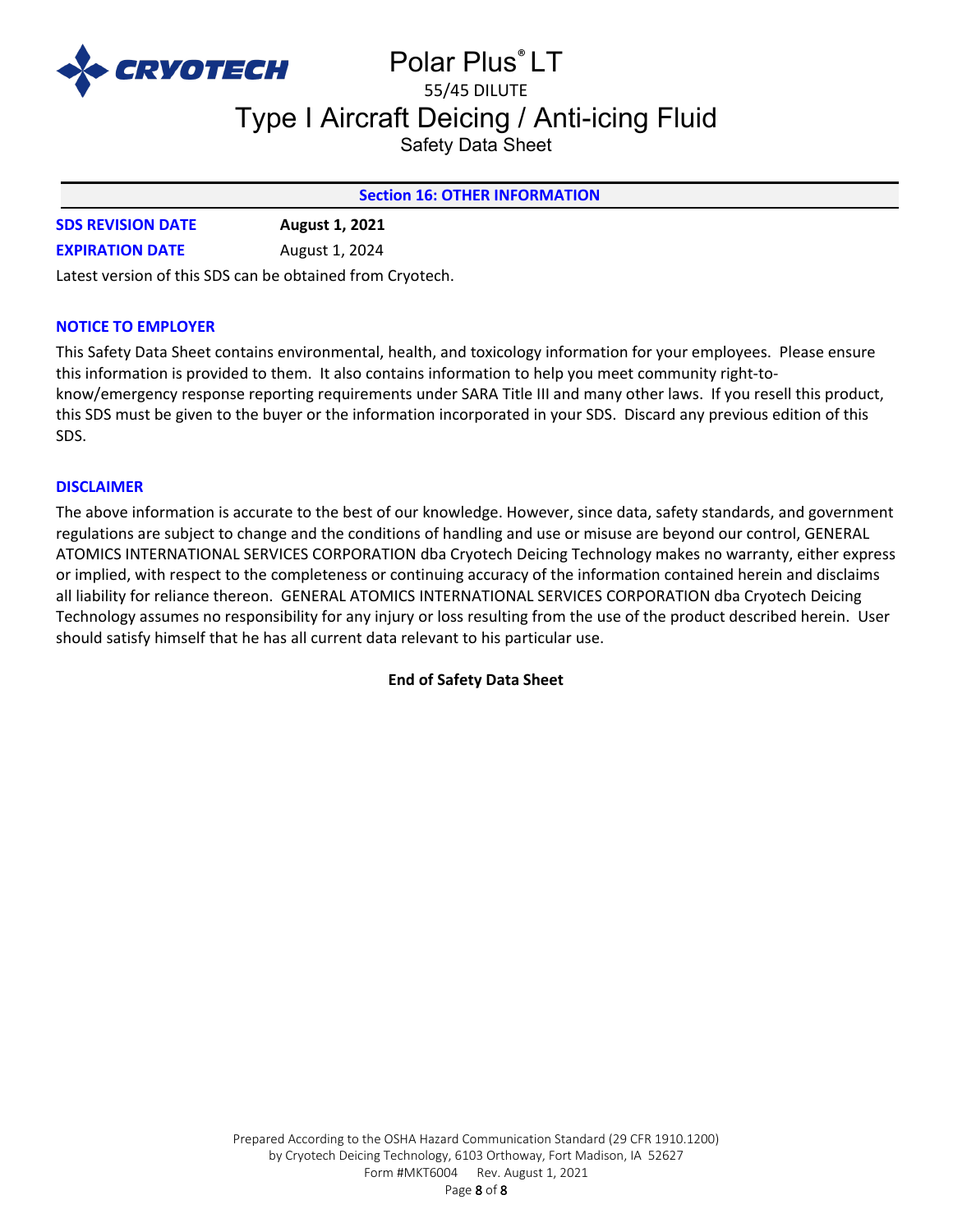## Section 16: OTHER INFORMATION

**SDS REVISION DATE** **August 1, 2021**

**EXPIRATION DATE** August 1, 2024

Latest version of this SDS can be obtained from Cryotech.

### NOTICE TO EMPLOYER

This Safety Data Sheet contains environmental, health, and toxicology information for your employees. Please ensure this information is provided to them. It also contains information to help you meet community right-to-know/emergency response reporting requirements under SARA Title III and many other laws. If you resell this product, this SDS must be given to the buyer or the information incorporated in your SDS. Discard any previous edition of this SDS.

### DISCLAIMER

The above information is accurate to the best of our knowledge. However, since data, safety standards, and government regulations are subject to change and the conditions of handling and use or misuse are beyond our control, GENERAL ATOMICS INTERNATIONAL SERVICES CORPORATION dba Cryotech Deicing Technology makes no warranty, either express or implied, with respect to the completeness or continuing accuracy of the information contained herein and disclaims all liability for reliance thereon. GENERAL ATOMICS INTERNATIONAL SERVICES CORPORATION dba Cryotech Deicing Technology assumes no responsibility for any injury or loss resulting from the use of the product described herein. User should satisfy himself that he has all current data relevant to his particular use.

**End of Safety Data Sheet**